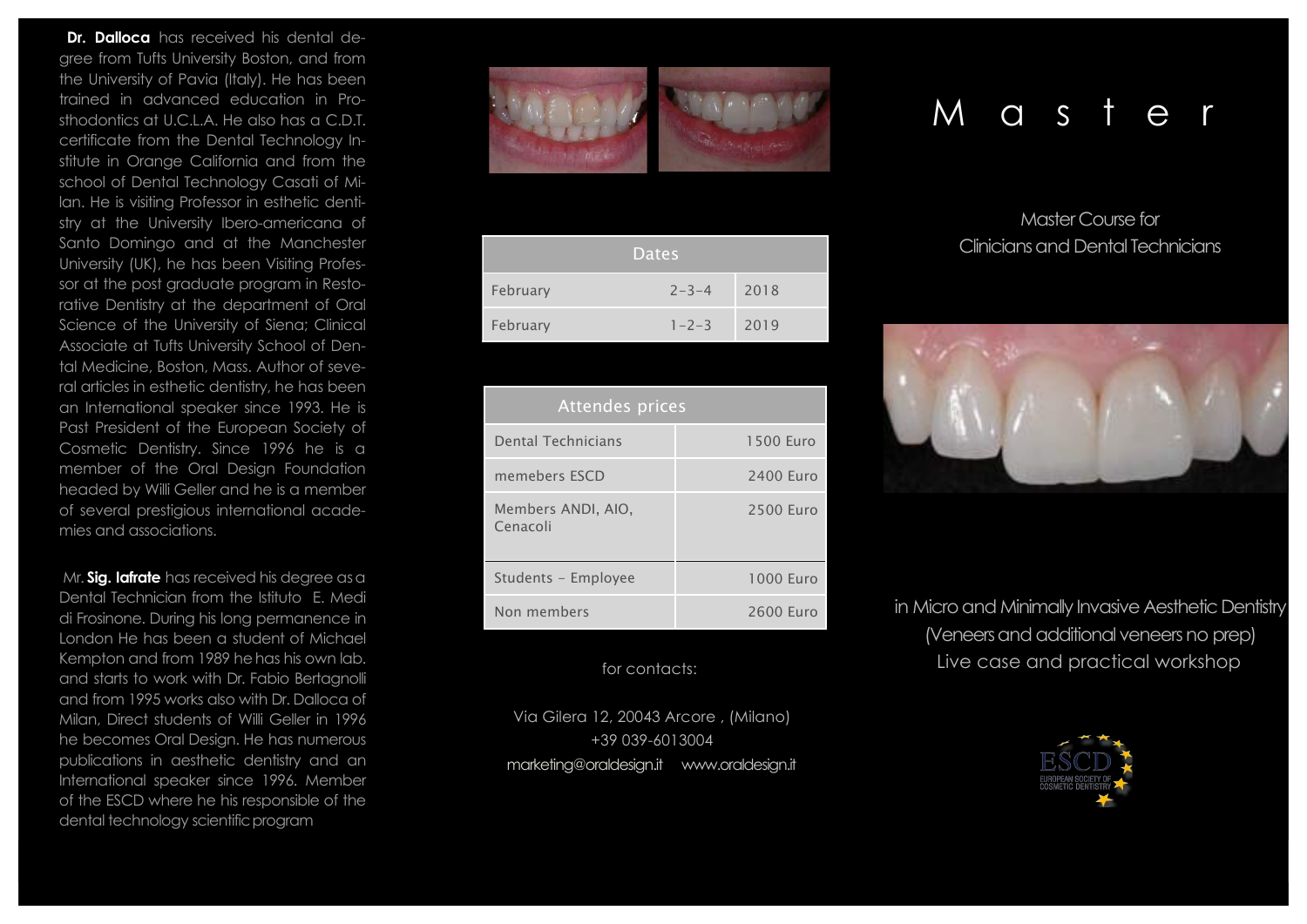**Dr. Dalloca** has received his dental degree from Tufts University Boston, and from the University of Pavia (Italy). He has been trained in advanced education in Prosthodontics at U.C.L.A. He also has a C.D.T. certificate from the Dental Technology Institute in Orange California and from the school of Dental Technology Casati of Milan. He is visiting Professor in esthetic dentistry at the University Ibero-americana of Santo Domingo and at the Manchester University (UK), he has been Visiting Professor at the post graduate program in Restorative Dentistry at the department of Oral Science of the University of Siena; Clinical Associate at Tufts University School of Dental Medicine, Boston, Mass. Author of several articles in esthetic dentistry, he has been an International speaker since 1993. He is Past President of the European Society of Cosmetic Dentistry. Since 1996 he is a member of the Oral Design Foundation headed by Willi Geller and he is a member of several prestigious international academies and associations.

Mr. **Sig. Iafrate** has received his degree as a Dental Technician from the Istituto E. Medi di Frosinone. During his long permanence in London He has been a student of Michael Kempton and from 1989 he has his own lab. and starts to work with Dr. Fabio Bertagnolli and from 1995 works also with Dr. Dalloca of Milan, Direct students of Willi Geller in 1996 he becomes Oral Design. He has numerous publications in aesthetic dentistry and an International speaker since 1996. Member of the ESCD where he his responsible of the dental technology scientific program

| Dates | | |
|---|---|---|
| February | 2-3-4 | 2018 |
| February | 1-2-3 | 2019 |

| Attendes prices | |
|---|---|
| Dental Technicians | 1500 Euro |
| memebers ESCD | 2400 Euro |
| Members ANDI, AIO, Cenacoli | 2500 Euro |
| Students - Employee | 1000 Euro |
| Non members | 2600 Euro |

for contacts:

Via Gilera 12, 20043 Arcore , (Milano)
+39 039-6013004
marketing@oraldesign.it www.oraldesign.it

# Master

Master Course for
Clinicians and Dental Technicians

in Micro and Minimally Invasive Aesthetic Dentistry
(Veneers and additional veneers no prep)
Live case and practical workshop

ESCD
EUROPEAN SOCIETY OF COSMETIC DENTISTRY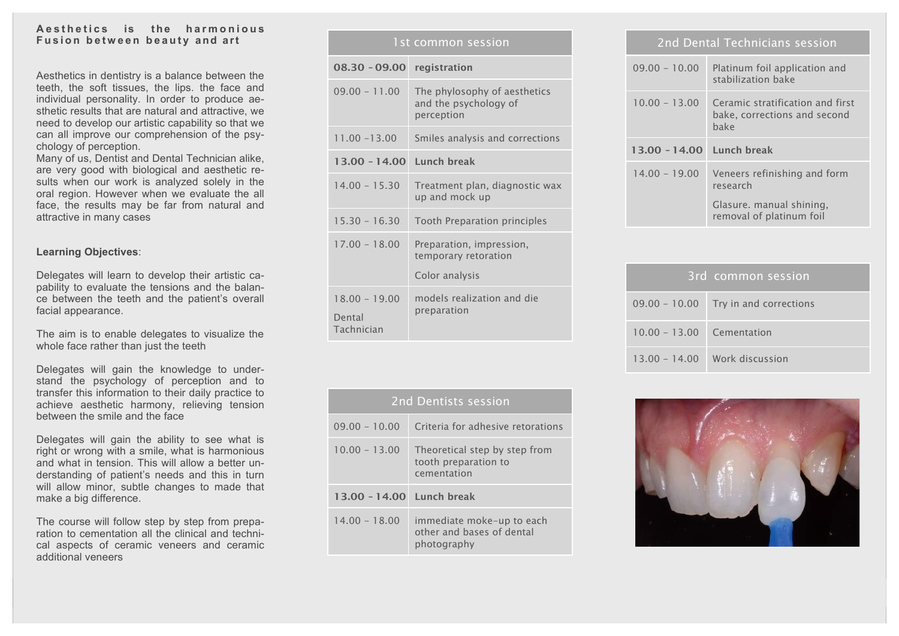**Aesthetics is the harmonious Fusion between beauty and art**

Aesthetics in dentistry is a balance between the teeth, the soft tissues, the lips. the face and individual personality. In order to produce aesthetic results that are natural and attractive, we need to develop our artistic capability so that we can all improve our comprehension of the psychology of perception.
Many of us, Dentist and Dental Technician alike, are very good with biological and aesthetic results when our work is analyzed solely in the oral region. However when we evaluate the all face, the results may be far from natural and attractive in many cases

**Learning Objectives**:

Delegates will learn to develop their artistic capability to evaluate the tensions and the balance between the teeth and the patient's overall facial appearance.

The aim is to enable delegates to visualize the whole face rather than just the teeth

Delegates will gain the knowledge to understand the psychology of perception and to transfer this information to their daily practice to achieve aesthetic harmony, relieving tension between the smile and the face

Delegates will gain the ability to see what is right or wrong with a smile, what is harmonious and what in tension. This will allow a better understanding of patient's needs and this in turn will allow minor, subtle changes to made that make a big difference.

The course will follow step by step from preparation to cementation all the clinical and technical aspects of ceramic veneers and ceramic additional veneers

| 1st common session | |
|---|---|
| **08.30 - 09.00** | **registration** |
| 09.00 – 11.00 | The phylosophy of aesthetics and the psychology of perception |
| 11.00 –13.00 | Smiles analysis and corrections |
| **13.00 - 14.00** | **Lunch break** |
| 14.00 – 15.30 | Treatment plan, diagnostic wax up and mock up |
| 15.30 – 16.30 | Tooth Preparation principles |
| 17.00 – 18.00 | Preparation, impression, temporary retoration<br>Color analysis |
| 18.00 – 19.00<br>Dental Tachnician | models realization and die preparation |

| 2nd Dentists session | |
|---|---|
| 09.00 – 10.00 | Criteria for adhesive retorations |
| 10.00 – 13.00 | Theoretical step by step from tooth preparation to cementation |
| **13.00 - 14.00** | **Lunch break** |
| 14.00 – 18.00 | immediate moke-up to each other and bases of dental photography |

| 2nd Dental Technicians session | |
|---|---|
| 09.00 – 10.00 | Platinum foil application and stabilization bake |
| 10.00 – 13.00 | Ceramic stratification and first bake, corrections and second bake |
| **13.00 - 14.00** | **Lunch break** |
| 14.00 – 19.00 | Veneers refinishing and form research<br>Glasure. manual shining, removal of platinum foil |

| 3rd common session | |
|---|---|
| 09.00 – 10.00 | Try in and corrections |
| 10.00 – 13.00 | Cementation |
| 13.00 – 14.00 | Work discussion |